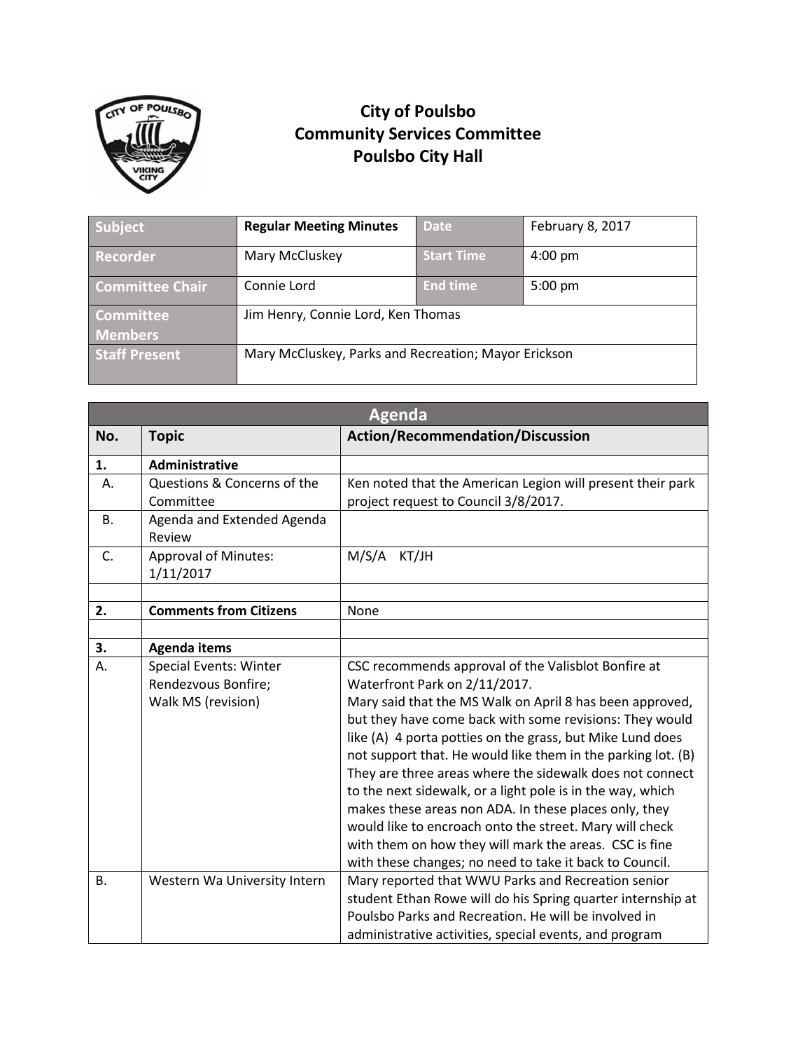# City of Poulsbo
## Community Services Committee
## Poulsbo City Hall

| Subject | Regular Meeting Minutes | Date | February 8, 2017 |
|---|---|---|---|
| Recorder | Mary McCluskey | Start Time | 4:00 pm |
| Committee Chair | Connie Lord | End time | 5:00 pm |
| Committee Members | Jim Henry, Connie Lord, Ken Thomas | | |
| Staff Present | Mary McCluskey, Parks and Recreation; Mayor Erickson | | |

| Agenda | | |
|---|---|---|
| **No.** | **Topic** | **Action/Recommendation/Discussion** |
| **1.** | **Administrative** | |
| A. | Questions & Concerns of the Committee | Ken noted that the American Legion will present their park project request to Council 3/8/2017. |
| B. | Agenda and Extended Agenda Review | |
| C. | Approval of Minutes: 1/11/2017 | M/S/A KT/JH |
| | | |
| **2.** | **Comments from Citizens** | None |
| | | |
| **3.** | **Agenda items** | |
| A. | Special Events: Winter Rendezvous Bonfire; Walk MS (revision) | CSC recommends approval of the Valisblot Bonfire at Waterfront Park on 2/11/2017. Mary said that the MS Walk on April 8 has been approved, but they have come back with some revisions: They would like (A) 4 porta potties on the grass, but Mike Lund does not support that. He would like them in the parking lot. (B) They are three areas where the sidewalk does not connect to the next sidewalk, or a light pole is in the way, which makes these areas non ADA. In these places only, they would like to encroach onto the street. Mary will check with them on how they will mark the areas. CSC is fine with these changes; no need to take it back to Council. |
| B. | Western Wa University Intern | Mary reported that WWU Parks and Recreation senior student Ethan Rowe will do his Spring quarter internship at Poulsbo Parks and Recreation. He will be involved in administrative activities, special events, and program |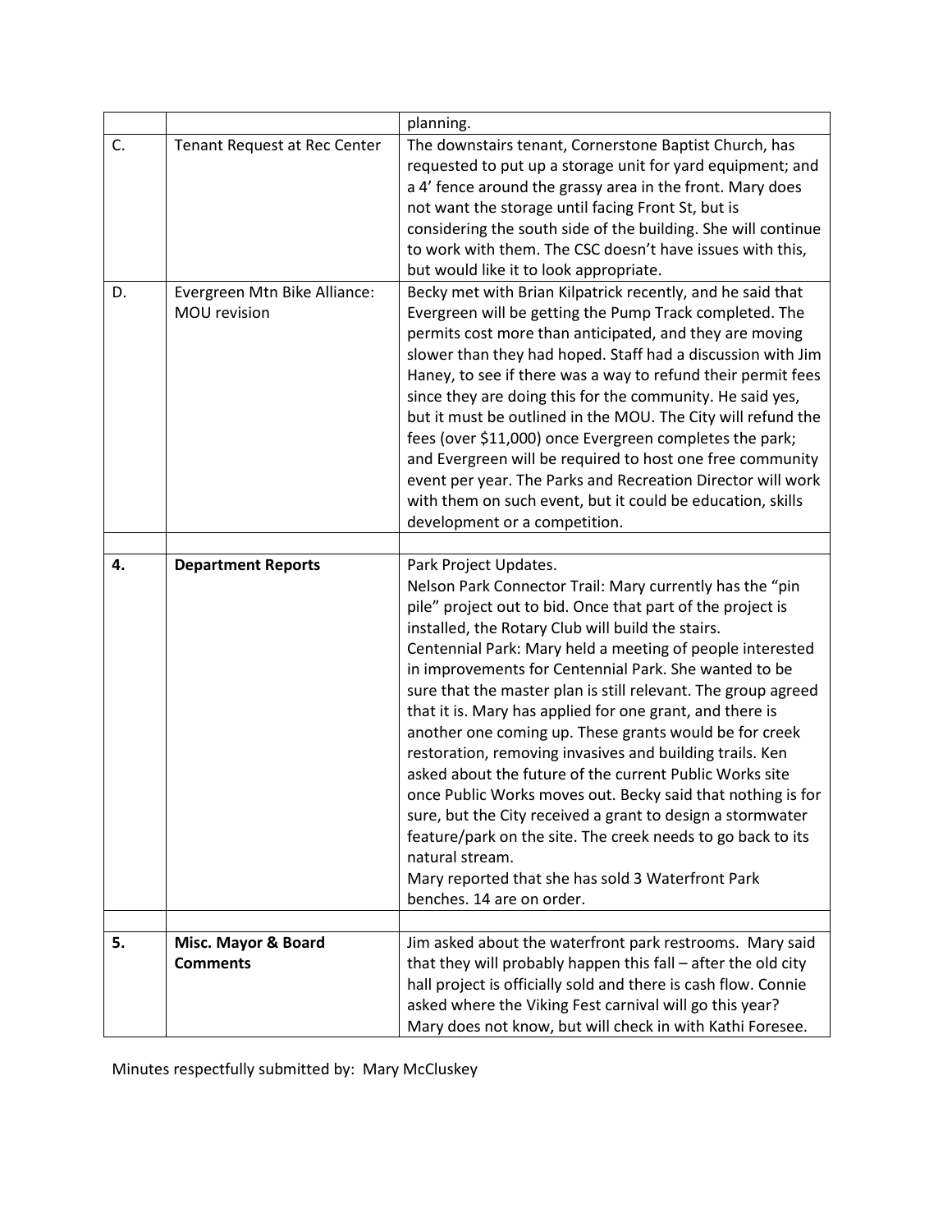| | | |
|---|---|---|
| | | planning. |
| C. | Tenant Request at Rec Center | The downstairs tenant, Cornerstone Baptist Church, has requested to put up a storage unit for yard equipment; and a 4' fence around the grassy area in the front. Mary does not want the storage until facing Front St, but is considering the south side of the building. She will continue to work with them. The CSC doesn't have issues with this, but would like it to look appropriate. |
| D. | Evergreen Mtn Bike Alliance: MOU revision | Becky met with Brian Kilpatrick recently, and he said that Evergreen will be getting the Pump Track completed. The permits cost more than anticipated, and they are moving slower than they had hoped. Staff had a discussion with Jim Haney, to see if there was a way to refund their permit fees since they are doing this for the community. He said yes, but it must be outlined in the MOU. The City will refund the fees (over $11,000) once Evergreen completes the park; and Evergreen will be required to host one free community event per year. The Parks and Recreation Director will work with them on such event, but it could be education, skills development or a competition. |
| | | |
| **4.** | **Department Reports** | Park Project Updates.<br>Nelson Park Connector Trail: Mary currently has the "pin pile" project out to bid. Once that part of the project is installed, the Rotary Club will build the stairs.<br>Centennial Park: Mary held a meeting of people interested in improvements for Centennial Park. She wanted to be sure that the master plan is still relevant. The group agreed that it is. Mary has applied for one grant, and there is another one coming up. These grants would be for creek restoration, removing invasives and building trails. Ken asked about the future of the current Public Works site once Public Works moves out. Becky said that nothing is for sure, but the City received a grant to design a stormwater feature/park on the site. The creek needs to go back to its natural stream.<br>Mary reported that she has sold 3 Waterfront Park benches. 14 are on order. |
| | | |
| **5.** | **Misc. Mayor & Board Comments** | Jim asked about the waterfront park restrooms. Mary said that they will probably happen this fall – after the old city hall project is officially sold and there is cash flow. Connie asked where the Viking Fest carnival will go this year? Mary does not know, but will check in with Kathi Foresee. |

Minutes respectfully submitted by: Mary McCluskey